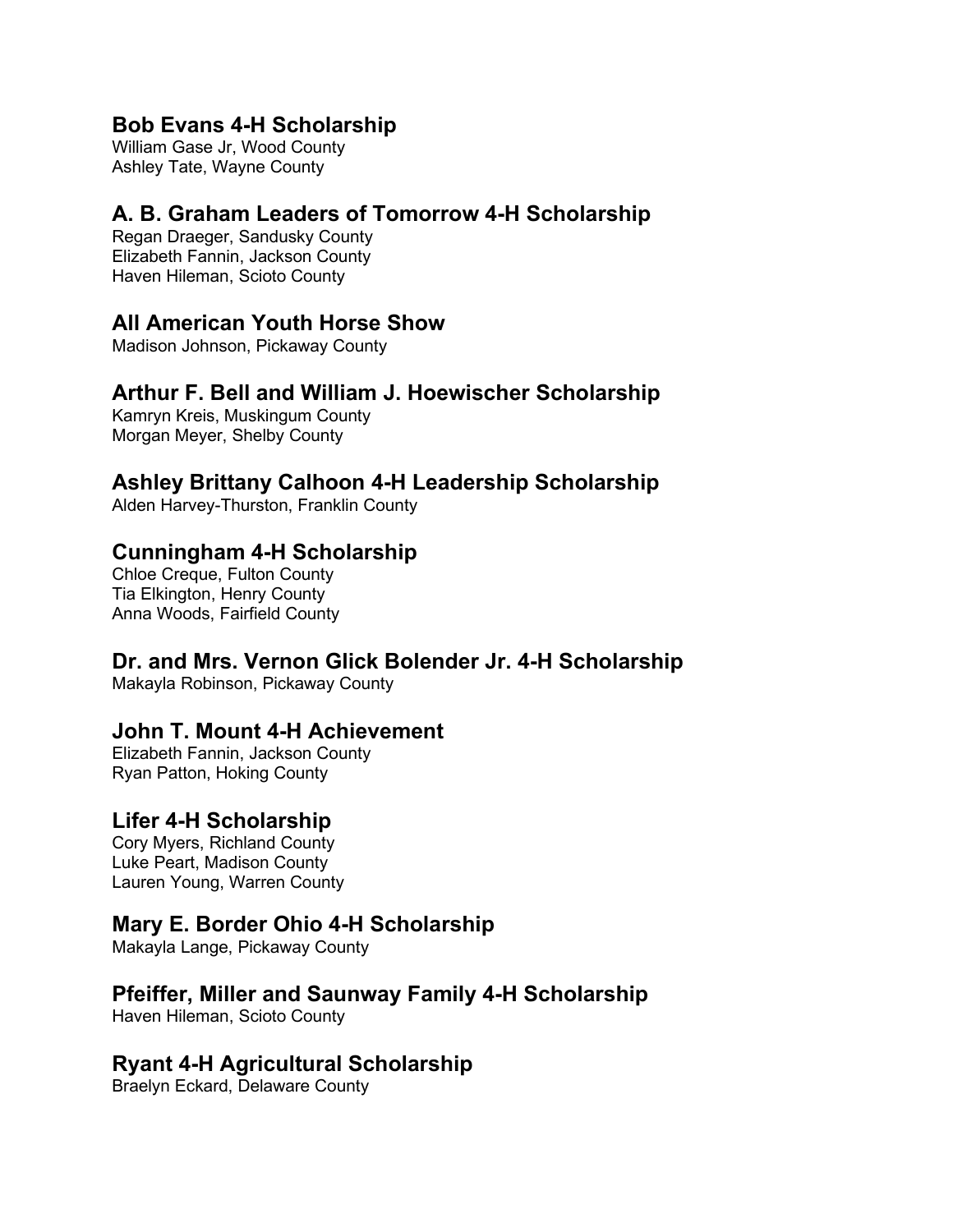## Bob Evans 4-H Scholarship

William Gase Jr, Wood County
Ashley Tate, Wayne County

## A. B. Graham Leaders of Tomorrow 4-H Scholarship

Regan Draeger, Sandusky County
Elizabeth Fannin, Jackson County
Haven Hileman, Scioto County

## All American Youth Horse Show

Madison Johnson, Pickaway County

## Arthur F. Bell and William J. Hoewischer Scholarship

Kamryn Kreis, Muskingum County
Morgan Meyer, Shelby County

## Ashley Brittany Calhoon 4-H Leadership Scholarship

Alden Harvey-Thurston, Franklin County

## Cunningham 4-H Scholarship

Chloe Creque, Fulton County
Tia Elkington, Henry County
Anna Woods, Fairfield County

## Dr. and Mrs. Vernon Glick Bolender Jr. 4-H Scholarship

Makayla Robinson, Pickaway County

## John T. Mount 4-H Achievement

Elizabeth Fannin, Jackson County
Ryan Patton, Hoking County

## Lifer 4-H Scholarship

Cory Myers, Richland County
Luke Peart, Madison County
Lauren Young, Warren County

## Mary E. Border Ohio 4-H Scholarship

Makayla Lange, Pickaway County

## Pfeiffer, Miller and Saunway Family 4-H Scholarship

Haven Hileman, Scioto County

## Ryant 4-H Agricultural Scholarship

Braelyn Eckard, Delaware County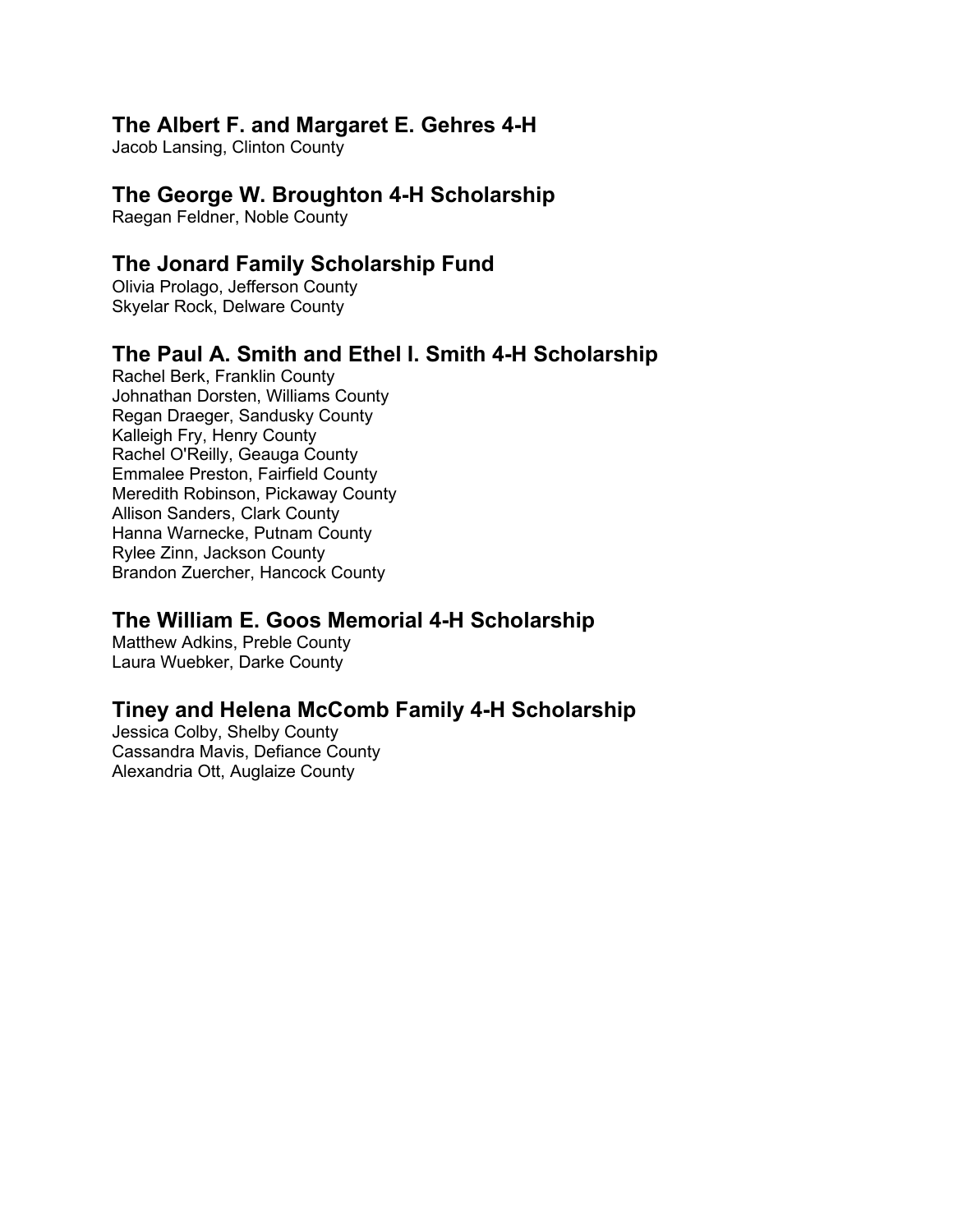## The Albert F. and Margaret E. Gehres 4-H

Jacob Lansing, Clinton County

## The George W. Broughton 4-H Scholarship

Raegan Feldner, Noble County

## The Jonard Family Scholarship Fund

Olivia Prolago, Jefferson County
Skyelar Rock, Delware County

## The Paul A. Smith and Ethel I. Smith 4-H Scholarship

Rachel Berk, Franklin County
Johnathan Dorsten, Williams County
Regan Draeger, Sandusky County
Kalleigh Fry, Henry County
Rachel O'Reilly, Geauga County
Emmalee Preston, Fairfield County
Meredith Robinson, Pickaway County
Allison Sanders, Clark County
Hanna Warnecke, Putnam County
Rylee Zinn, Jackson County
Brandon Zuercher, Hancock County

## The William E. Goos Memorial 4-H Scholarship

Matthew Adkins, Preble County
Laura Wuebker, Darke County

## Tiney and Helena McComb Family 4-H Scholarship

Jessica Colby, Shelby County
Cassandra Mavis, Defiance County
Alexandria Ott, Auglaize County